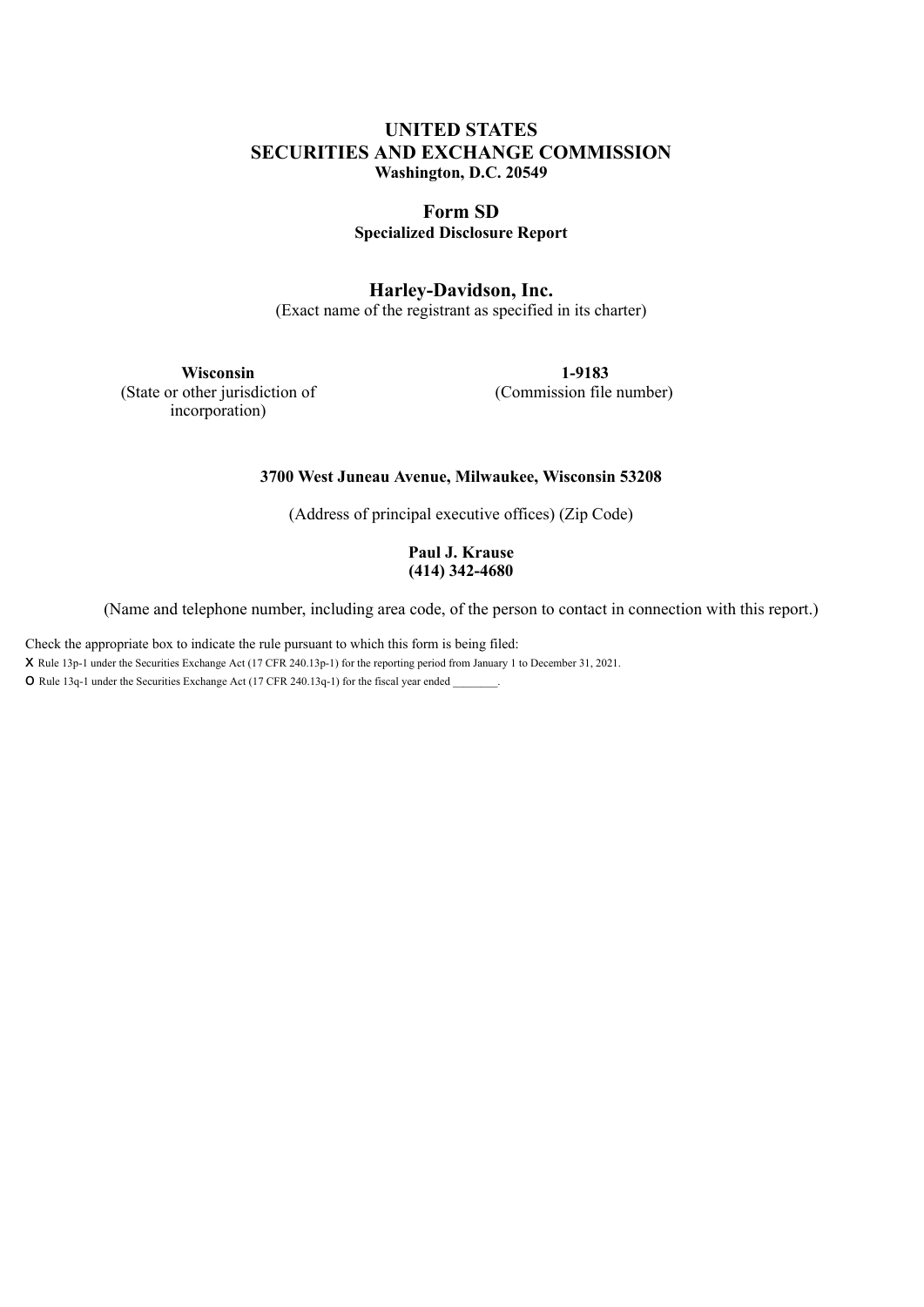# UNITED STATES
# SECURITIES AND EXCHANGE COMMISSION
**Washington, D.C. 20549**

## Form SD
**Specialized Disclosure Report**

## Harley-Davidson, Inc.
(Exact name of the registrant as specified in its charter)

| **Wisconsin** | **1-9183** |
|---|---|
| (State or other jurisdiction of incorporation) | (Commission file number) |

**3700 West Juneau Avenue, Milwaukee, Wisconsin 53208**

(Address of principal executive offices) (Zip Code)

**Paul J. Krause**
**(414) 342-4680**

(Name and telephone number, including area code, of the person to contact in connection with this report.)

Check the appropriate box to indicate the rule pursuant to which this form is being filed:

X Rule 13p-1 under the Securities Exchange Act (17 CFR 240.13p-1) for the reporting period from January 1 to December 31, 2021.

O Rule 13q-1 under the Securities Exchange Act (17 CFR 240.13q-1) for the fiscal year ended ________.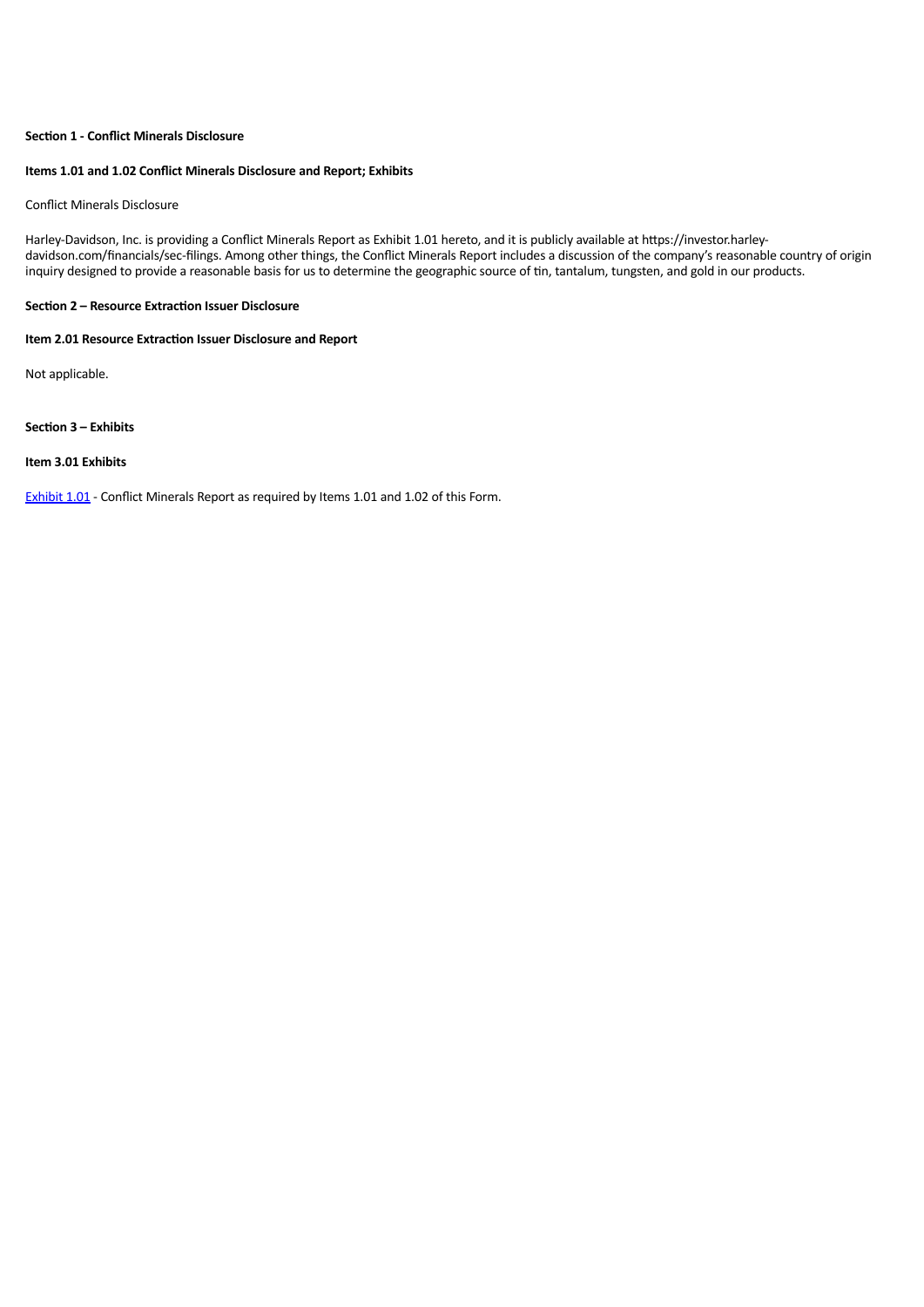**Section 1 - Conflict Minerals Disclosure**

**Items 1.01 and 1.02 Conflict Minerals Disclosure and Report; Exhibits**

Conflict Minerals Disclosure

Harley-Davidson, Inc. is providing a Conflict Minerals Report as Exhibit 1.01 hereto, and it is publicly available at https://investor.harley-davidson.com/financials/sec-filings. Among other things, the Conflict Minerals Report includes a discussion of the company's reasonable country of origin inquiry designed to provide a reasonable basis for us to determine the geographic source of tin, tantalum, tungsten, and gold in our products.

**Section 2 – Resource Extraction Issuer Disclosure**

**Item 2.01 Resource Extraction Issuer Disclosure and Report**

Not applicable.

**Section 3 – Exhibits**

**Item 3.01 Exhibits**

Exhibit 1.01 - Conflict Minerals Report as required by Items 1.01 and 1.02 of this Form.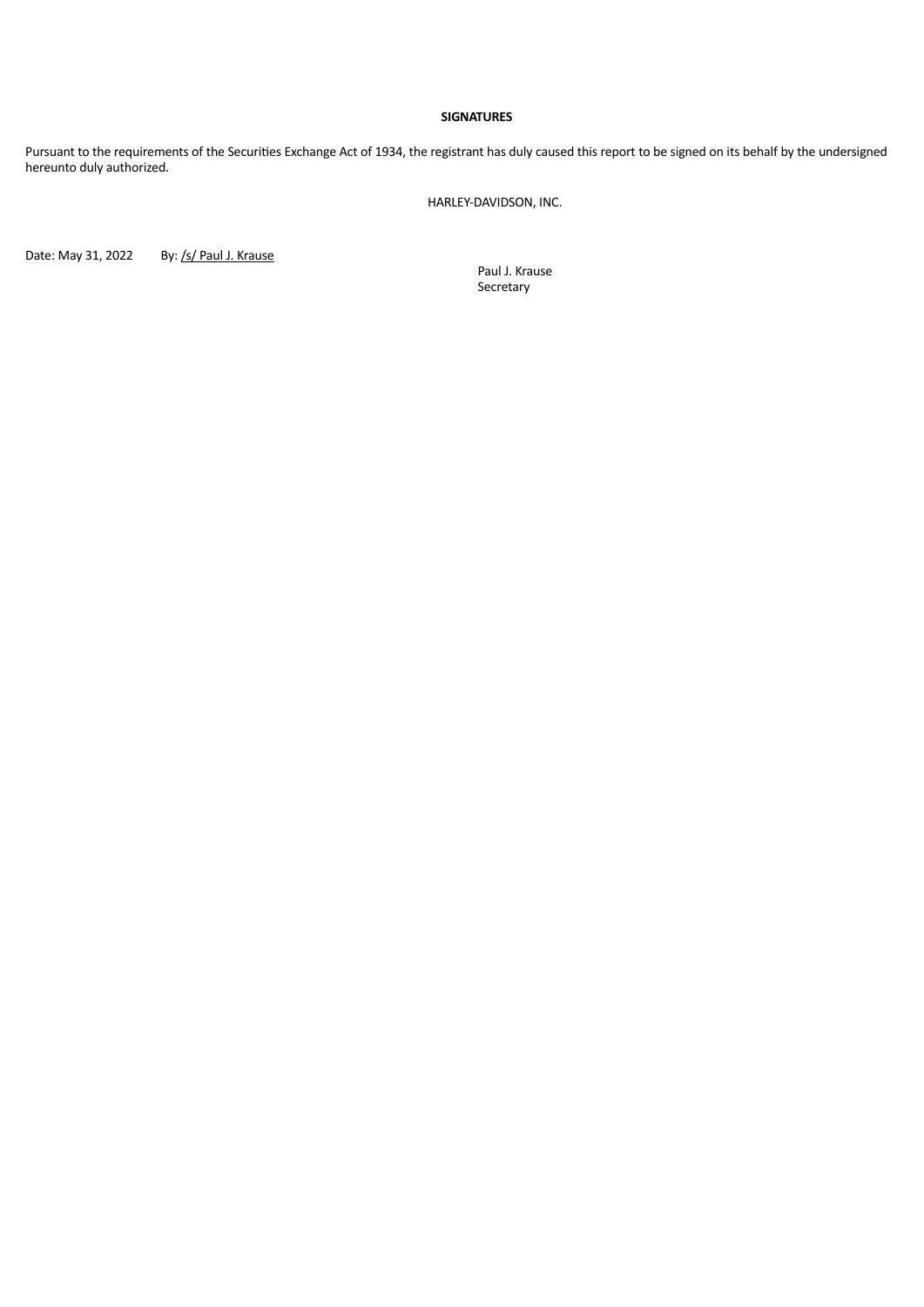**SIGNATURES**

Pursuant to the requirements of the Securities Exchange Act of 1934, the registrant has duly caused this report to be signed on its behalf by the undersigned hereunto duly authorized.

HARLEY-DAVIDSON, INC.

Date: May 31, 2022 By: /s/ Paul J. Krause

Paul J. Krause
Secretary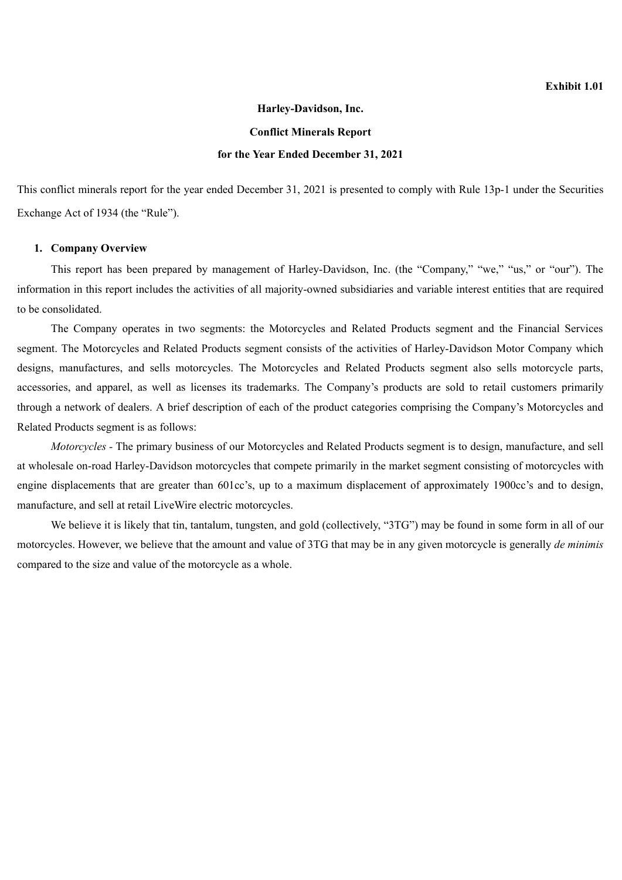**Exhibit 1.01**

**Harley-Davidson, Inc.**

**Conflict Minerals Report**

**for the Year Ended December 31, 2021**

This conflict minerals report for the year ended December 31, 2021 is presented to comply with Rule 13p-1 under the Securities Exchange Act of 1934 (the "Rule").

## 1. Company Overview

This report has been prepared by management of Harley-Davidson, Inc. (the "Company," "we," "us," or "our"). The information in this report includes the activities of all majority-owned subsidiaries and variable interest entities that are required to be consolidated.

The Company operates in two segments: the Motorcycles and Related Products segment and the Financial Services segment. The Motorcycles and Related Products segment consists of the activities of Harley-Davidson Motor Company which designs, manufactures, and sells motorcycles. The Motorcycles and Related Products segment also sells motorcycle parts, accessories, and apparel, as well as licenses its trademarks. The Company's products are sold to retail customers primarily through a network of dealers. A brief description of each of the product categories comprising the Company's Motorcycles and Related Products segment is as follows:

*Motorcycles* - The primary business of our Motorcycles and Related Products segment is to design, manufacture, and sell at wholesale on-road Harley-Davidson motorcycles that compete primarily in the market segment consisting of motorcycles with engine displacements that are greater than 601cc's, up to a maximum displacement of approximately 1900cc's and to design, manufacture, and sell at retail LiveWire electric motorcycles.

We believe it is likely that tin, tantalum, tungsten, and gold (collectively, "3TG") may be found in some form in all of our motorcycles. However, we believe that the amount and value of 3TG that may be in any given motorcycle is generally *de minimis* compared to the size and value of the motorcycle as a whole.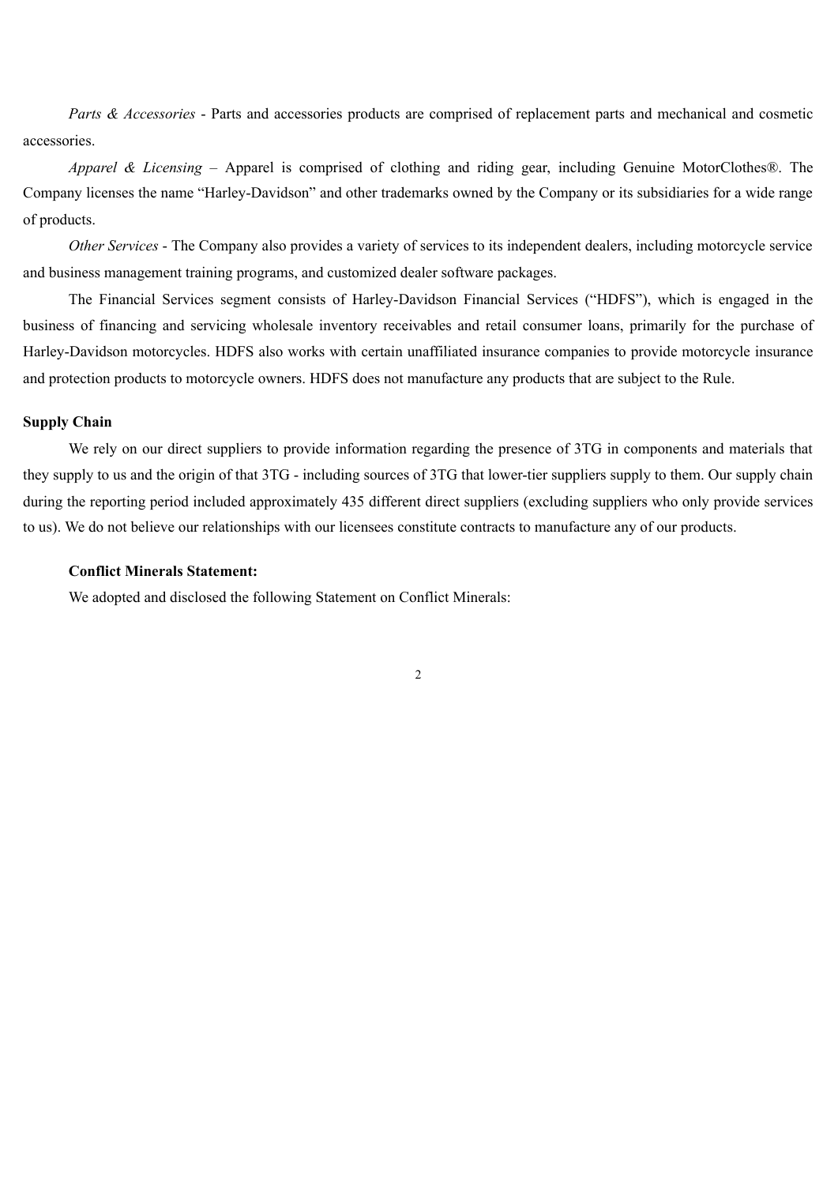*Parts & Accessories* - Parts and accessories products are comprised of replacement parts and mechanical and cosmetic accessories.

*Apparel & Licensing* – Apparel is comprised of clothing and riding gear, including Genuine MotorClothes®. The Company licenses the name "Harley-Davidson" and other trademarks owned by the Company or its subsidiaries for a wide range of products.

*Other Services* - The Company also provides a variety of services to its independent dealers, including motorcycle service and business management training programs, and customized dealer software packages.

The Financial Services segment consists of Harley-Davidson Financial Services ("HDFS"), which is engaged in the business of financing and servicing wholesale inventory receivables and retail consumer loans, primarily for the purchase of Harley-Davidson motorcycles. HDFS also works with certain unaffiliated insurance companies to provide motorcycle insurance and protection products to motorcycle owners. HDFS does not manufacture any products that are subject to the Rule.

## Supply Chain

We rely on our direct suppliers to provide information regarding the presence of 3TG in components and materials that they supply to us and the origin of that 3TG - including sources of 3TG that lower-tier suppliers supply to them. Our supply chain during the reporting period included approximately 435 different direct suppliers (excluding suppliers who only provide services to us). We do not believe our relationships with our licensees constitute contracts to manufacture any of our products.

### Conflict Minerals Statement:

We adopted and disclosed the following Statement on Conflict Minerals: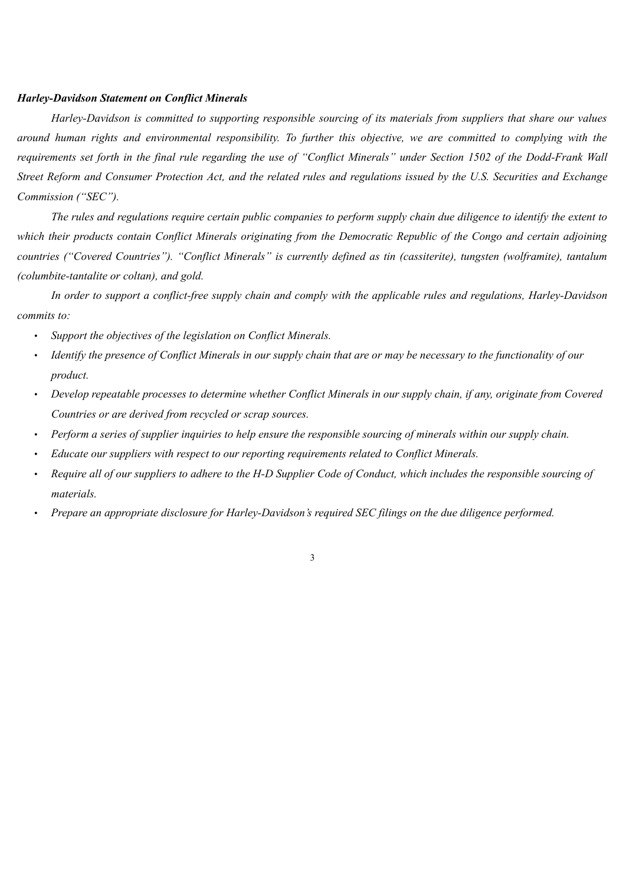***Harley-Davidson Statement on Conflict Minerals***

*Harley-Davidson is committed to supporting responsible sourcing of its materials from suppliers that share our values around human rights and environmental responsibility. To further this objective, we are committed to complying with the requirements set forth in the final rule regarding the use of "Conflict Minerals" under Section 1502 of the Dodd-Frank Wall Street Reform and Consumer Protection Act, and the related rules and regulations issued by the U.S. Securities and Exchange Commission ("SEC").*

*The rules and regulations require certain public companies to perform supply chain due diligence to identify the extent to which their products contain Conflict Minerals originating from the Democratic Republic of the Congo and certain adjoining countries ("Covered Countries"). "Conflict Minerals" is currently defined as tin (cassiterite), tungsten (wolframite), tantalum (columbite-tantalite or coltan), and gold.*

*In order to support a conflict-free supply chain and comply with the applicable rules and regulations, Harley-Davidson commits to:*

- *Support the objectives of the legislation on Conflict Minerals.*
- *Identify the presence of Conflict Minerals in our supply chain that are or may be necessary to the functionality of our product.*
- *Develop repeatable processes to determine whether Conflict Minerals in our supply chain, if any, originate from Covered Countries or are derived from recycled or scrap sources.*
- *Perform a series of supplier inquiries to help ensure the responsible sourcing of minerals within our supply chain.*
- *Educate our suppliers with respect to our reporting requirements related to Conflict Minerals.*
- *Require all of our suppliers to adhere to the H-D Supplier Code of Conduct, which includes the responsible sourcing of materials.*
- *Prepare an appropriate disclosure for Harley-Davidson's required SEC filings on the due diligence performed.*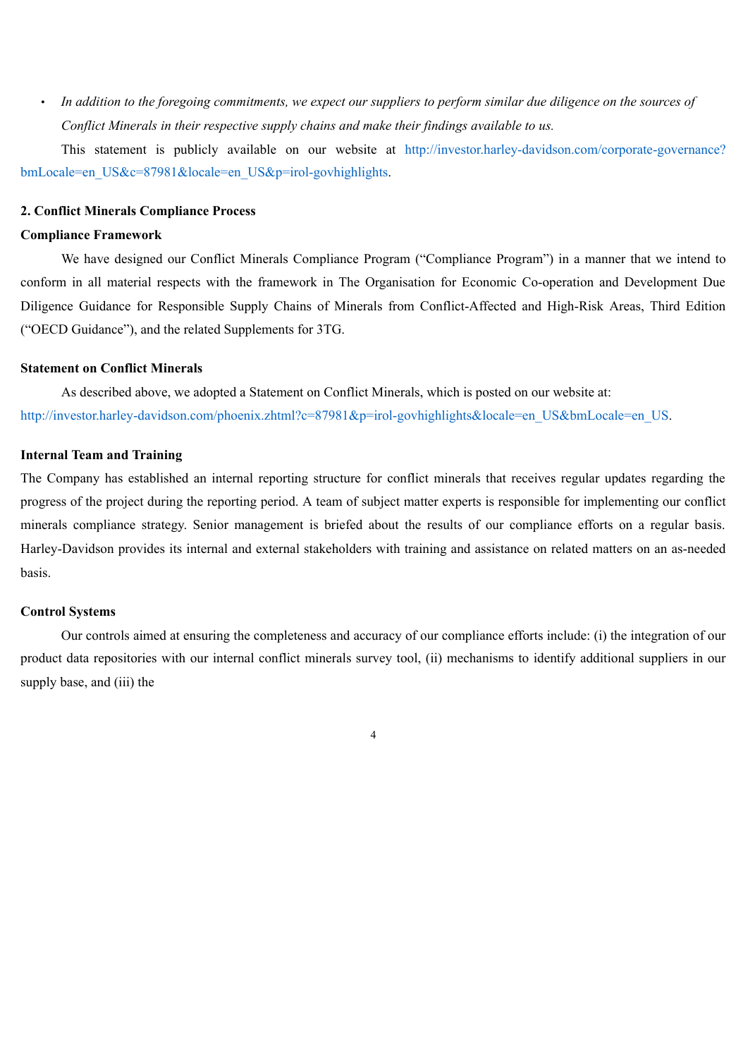- *In addition to the foregoing commitments, we expect our suppliers to perform similar due diligence on the sources of Conflict Minerals in their respective supply chains and make their findings available to us.*

This statement is publicly available on our website at http://investor.harley-davidson.com/corporate-governance?bmLocale=en_US&c=87981&locale=en_US&p=irol-govhighlights.

**2. Conflict Minerals Compliance Process**

**Compliance Framework**

We have designed our Conflict Minerals Compliance Program ("Compliance Program") in a manner that we intend to conform in all material respects with the framework in The Organisation for Economic Co-operation and Development Due Diligence Guidance for Responsible Supply Chains of Minerals from Conflict-Affected and High-Risk Areas, Third Edition ("OECD Guidance"), and the related Supplements for 3TG.

**Statement on Conflict Minerals**

As described above, we adopted a Statement on Conflict Minerals, which is posted on our website at: http://investor.harley-davidson.com/phoenix.zhtml?c=87981&p=irol-govhighlights&locale=en_US&bmLocale=en_US.

**Internal Team and Training**

The Company has established an internal reporting structure for conflict minerals that receives regular updates regarding the progress of the project during the reporting period. A team of subject matter experts is responsible for implementing our conflict minerals compliance strategy. Senior management is briefed about the results of our compliance efforts on a regular basis. Harley-Davidson provides its internal and external stakeholders with training and assistance on related matters on an as-needed basis.

**Control Systems**

Our controls aimed at ensuring the completeness and accuracy of our compliance efforts include: (i) the integration of our product data repositories with our internal conflict minerals survey tool, (ii) mechanisms to identify additional suppliers in our supply base, and (iii) the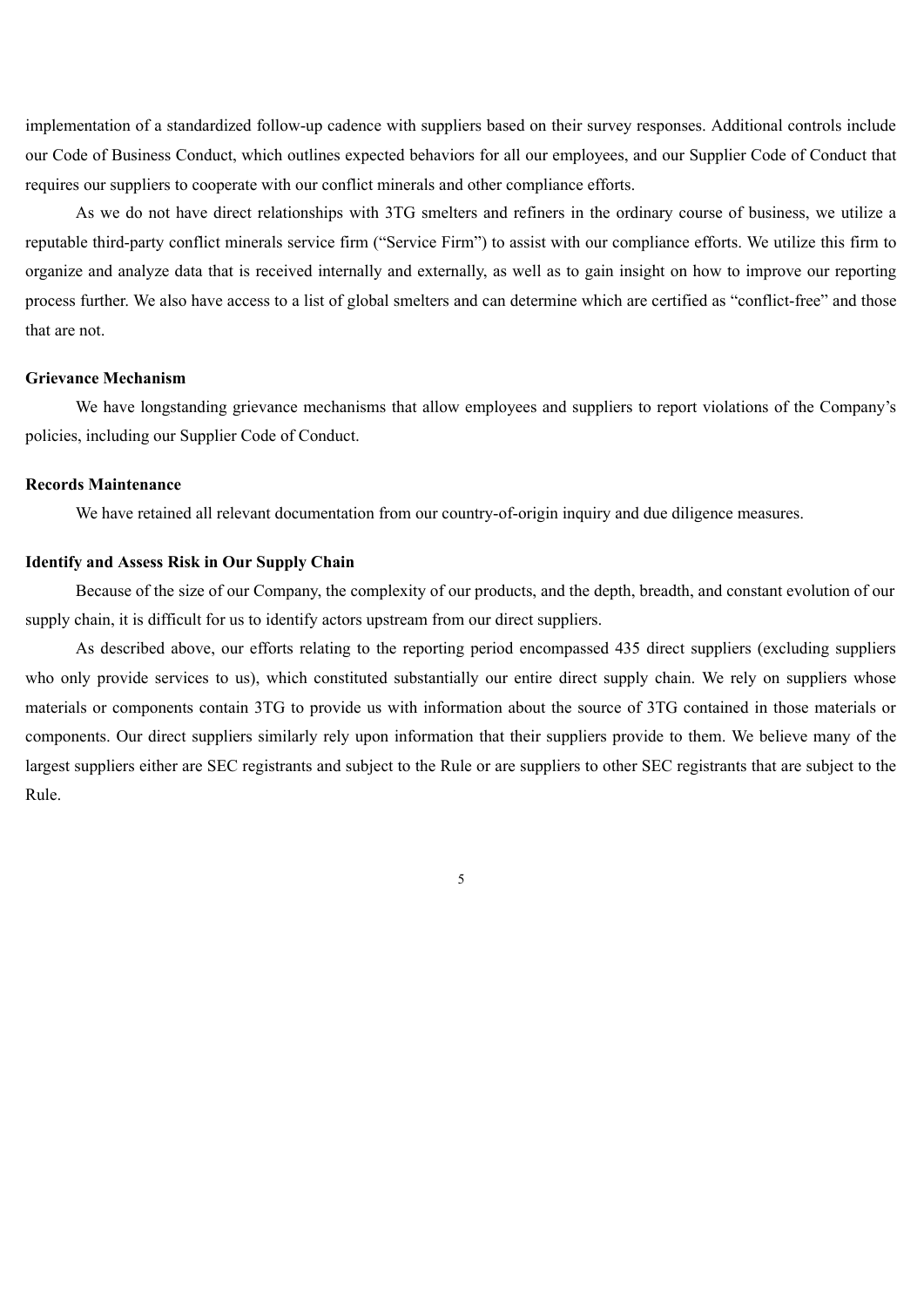implementation of a standardized follow-up cadence with suppliers based on their survey responses. Additional controls include our Code of Business Conduct, which outlines expected behaviors for all our employees, and our Supplier Code of Conduct that requires our suppliers to cooperate with our conflict minerals and other compliance efforts.

As we do not have direct relationships with 3TG smelters and refiners in the ordinary course of business, we utilize a reputable third-party conflict minerals service firm ("Service Firm") to assist with our compliance efforts. We utilize this firm to organize and analyze data that is received internally and externally, as well as to gain insight on how to improve our reporting process further. We also have access to a list of global smelters and can determine which are certified as "conflict-free" and those that are not.

**Grievance Mechanism**

We have longstanding grievance mechanisms that allow employees and suppliers to report violations of the Company's policies, including our Supplier Code of Conduct.

**Records Maintenance**

We have retained all relevant documentation from our country-of-origin inquiry and due diligence measures.

**Identify and Assess Risk in Our Supply Chain**

Because of the size of our Company, the complexity of our products, and the depth, breadth, and constant evolution of our supply chain, it is difficult for us to identify actors upstream from our direct suppliers.

As described above, our efforts relating to the reporting period encompassed 435 direct suppliers (excluding suppliers who only provide services to us), which constituted substantially our entire direct supply chain. We rely on suppliers whose materials or components contain 3TG to provide us with information about the source of 3TG contained in those materials or components. Our direct suppliers similarly rely upon information that their suppliers provide to them. We believe many of the largest suppliers either are SEC registrants and subject to the Rule or are suppliers to other SEC registrants that are subject to the Rule.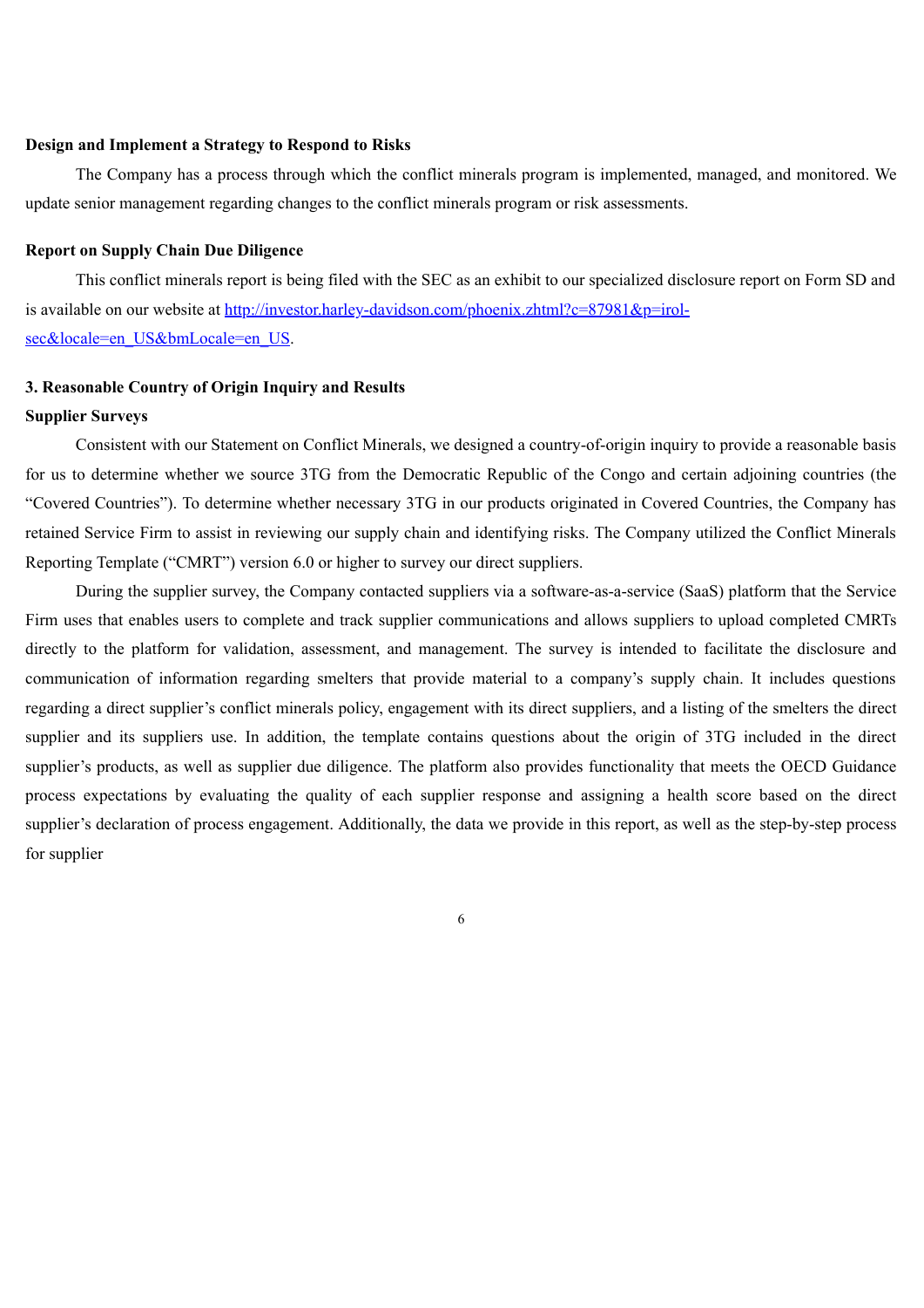**Design and Implement a Strategy to Respond to Risks**

The Company has a process through which the conflict minerals program is implemented, managed, and monitored. We update senior management regarding changes to the conflict minerals program or risk assessments.

**Report on Supply Chain Due Diligence**

This conflict minerals report is being filed with the SEC as an exhibit to our specialized disclosure report on Form SD and is available on our website at [http://investor.harley-davidson.com/phoenix.zhtml?c=87981&p=irol-sec&locale=en_US&bmLocale=en_US](http://investor.harley-davidson.com/phoenix.zhtml?c=87981&p=irol-sec&locale=en_US&bmLocale=en_US).

**3. Reasonable Country of Origin Inquiry and Results**

**Supplier Surveys**

Consistent with our Statement on Conflict Minerals, we designed a country-of-origin inquiry to provide a reasonable basis for us to determine whether we source 3TG from the Democratic Republic of the Congo and certain adjoining countries (the "Covered Countries"). To determine whether necessary 3TG in our products originated in Covered Countries, the Company has retained Service Firm to assist in reviewing our supply chain and identifying risks. The Company utilized the Conflict Minerals Reporting Template ("CMRT") version 6.0 or higher to survey our direct suppliers.

During the supplier survey, the Company contacted suppliers via a software-as-a-service (SaaS) platform that the Service Firm uses that enables users to complete and track supplier communications and allows suppliers to upload completed CMRTs directly to the platform for validation, assessment, and management. The survey is intended to facilitate the disclosure and communication of information regarding smelters that provide material to a company's supply chain. It includes questions regarding a direct supplier's conflict minerals policy, engagement with its direct suppliers, and a listing of the smelters the direct supplier and its suppliers use. In addition, the template contains questions about the origin of 3TG included in the direct supplier's products, as well as supplier due diligence. The platform also provides functionality that meets the OECD Guidance process expectations by evaluating the quality of each supplier response and assigning a health score based on the direct supplier's declaration of process engagement. Additionally, the data we provide in this report, as well as the step-by-step process for supplier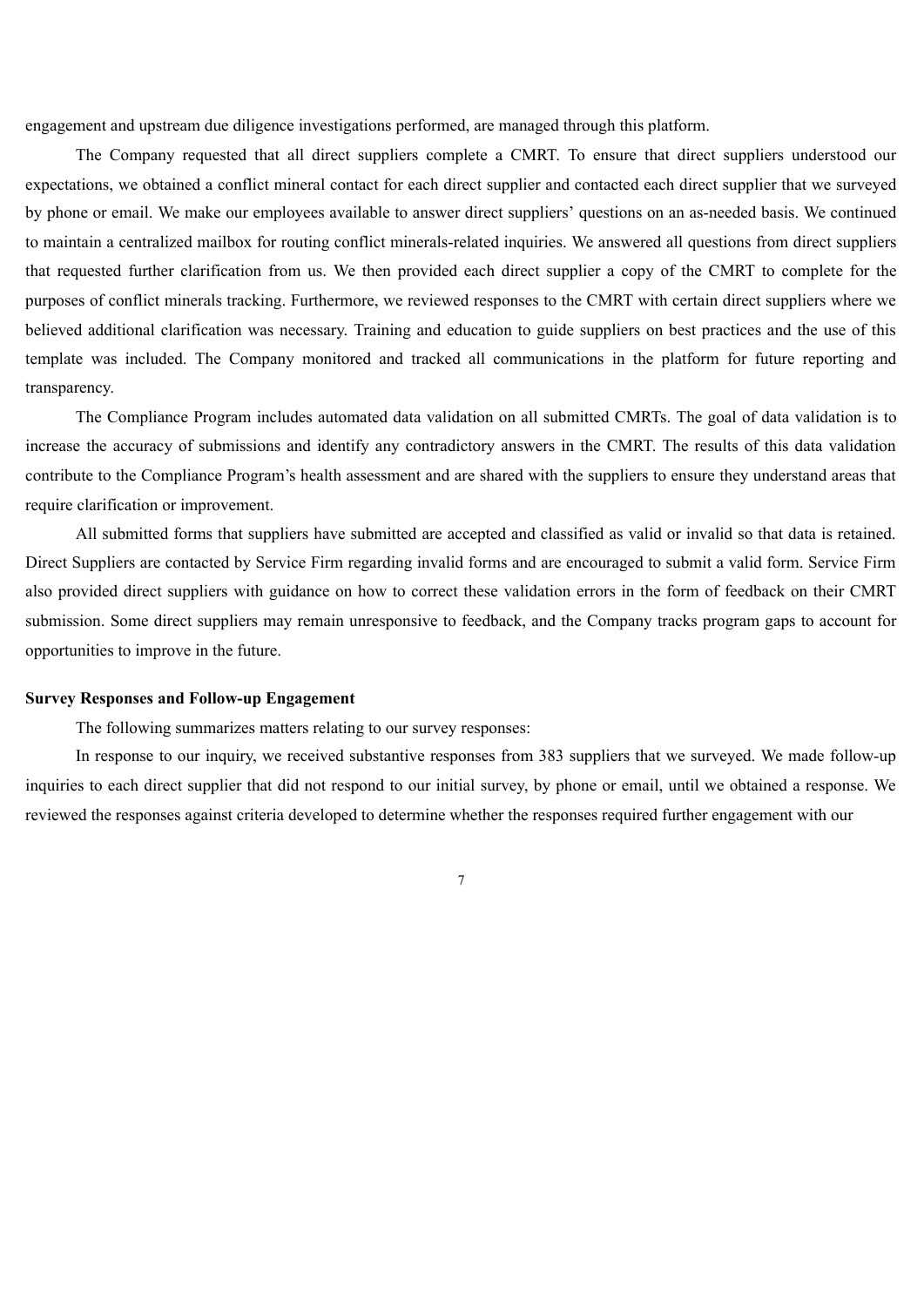engagement and upstream due diligence investigations performed, are managed through this platform.

The Company requested that all direct suppliers complete a CMRT. To ensure that direct suppliers understood our expectations, we obtained a conflict mineral contact for each direct supplier and contacted each direct supplier that we surveyed by phone or email. We make our employees available to answer direct suppliers' questions on an as-needed basis. We continued to maintain a centralized mailbox for routing conflict minerals-related inquiries. We answered all questions from direct suppliers that requested further clarification from us. We then provided each direct supplier a copy of the CMRT to complete for the purposes of conflict minerals tracking. Furthermore, we reviewed responses to the CMRT with certain direct suppliers where we believed additional clarification was necessary. Training and education to guide suppliers on best practices and the use of this template was included. The Company monitored and tracked all communications in the platform for future reporting and transparency.

The Compliance Program includes automated data validation on all submitted CMRTs. The goal of data validation is to increase the accuracy of submissions and identify any contradictory answers in the CMRT. The results of this data validation contribute to the Compliance Program's health assessment and are shared with the suppliers to ensure they understand areas that require clarification or improvement.

All submitted forms that suppliers have submitted are accepted and classified as valid or invalid so that data is retained. Direct Suppliers are contacted by Service Firm regarding invalid forms and are encouraged to submit a valid form. Service Firm also provided direct suppliers with guidance on how to correct these validation errors in the form of feedback on their CMRT submission. Some direct suppliers may remain unresponsive to feedback, and the Company tracks program gaps to account for opportunities to improve in the future.

**Survey Responses and Follow-up Engagement**

The following summarizes matters relating to our survey responses:

In response to our inquiry, we received substantive responses from 383 suppliers that we surveyed. We made follow-up inquiries to each direct supplier that did not respond to our initial survey, by phone or email, until we obtained a response. We reviewed the responses against criteria developed to determine whether the responses required further engagement with our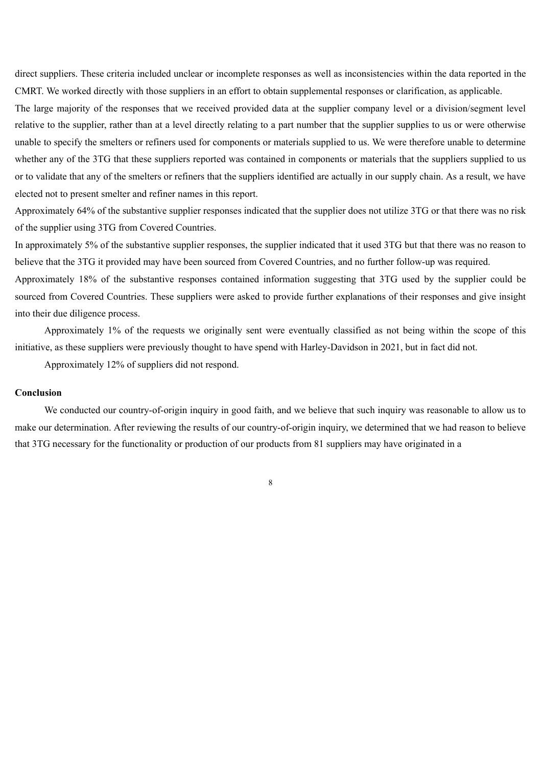direct suppliers. These criteria included unclear or incomplete responses as well as inconsistencies within the data reported in the CMRT. We worked directly with those suppliers in an effort to obtain supplemental responses or clarification, as applicable.

The large majority of the responses that we received provided data at the supplier company level or a division/segment level relative to the supplier, rather than at a level directly relating to a part number that the supplier supplies to us or were otherwise unable to specify the smelters or refiners used for components or materials supplied to us. We were therefore unable to determine whether any of the 3TG that these suppliers reported was contained in components or materials that the suppliers supplied to us or to validate that any of the smelters or refiners that the suppliers identified are actually in our supply chain. As a result, we have elected not to present smelter and refiner names in this report.

Approximately 64% of the substantive supplier responses indicated that the supplier does not utilize 3TG or that there was no risk of the supplier using 3TG from Covered Countries.

In approximately 5% of the substantive supplier responses, the supplier indicated that it used 3TG but that there was no reason to believe that the 3TG it provided may have been sourced from Covered Countries, and no further follow-up was required.

Approximately 18% of the substantive responses contained information suggesting that 3TG used by the supplier could be sourced from Covered Countries. These suppliers were asked to provide further explanations of their responses and give insight into their due diligence process.

Approximately 1% of the requests we originally sent were eventually classified as not being within the scope of this initiative, as these suppliers were previously thought to have spend with Harley-Davidson in 2021, but in fact did not.

Approximately 12% of suppliers did not respond.

**Conclusion**

We conducted our country-of-origin inquiry in good faith, and we believe that such inquiry was reasonable to allow us to make our determination. After reviewing the results of our country-of-origin inquiry, we determined that we had reason to believe that 3TG necessary for the functionality or production of our products from 81 suppliers may have originated in a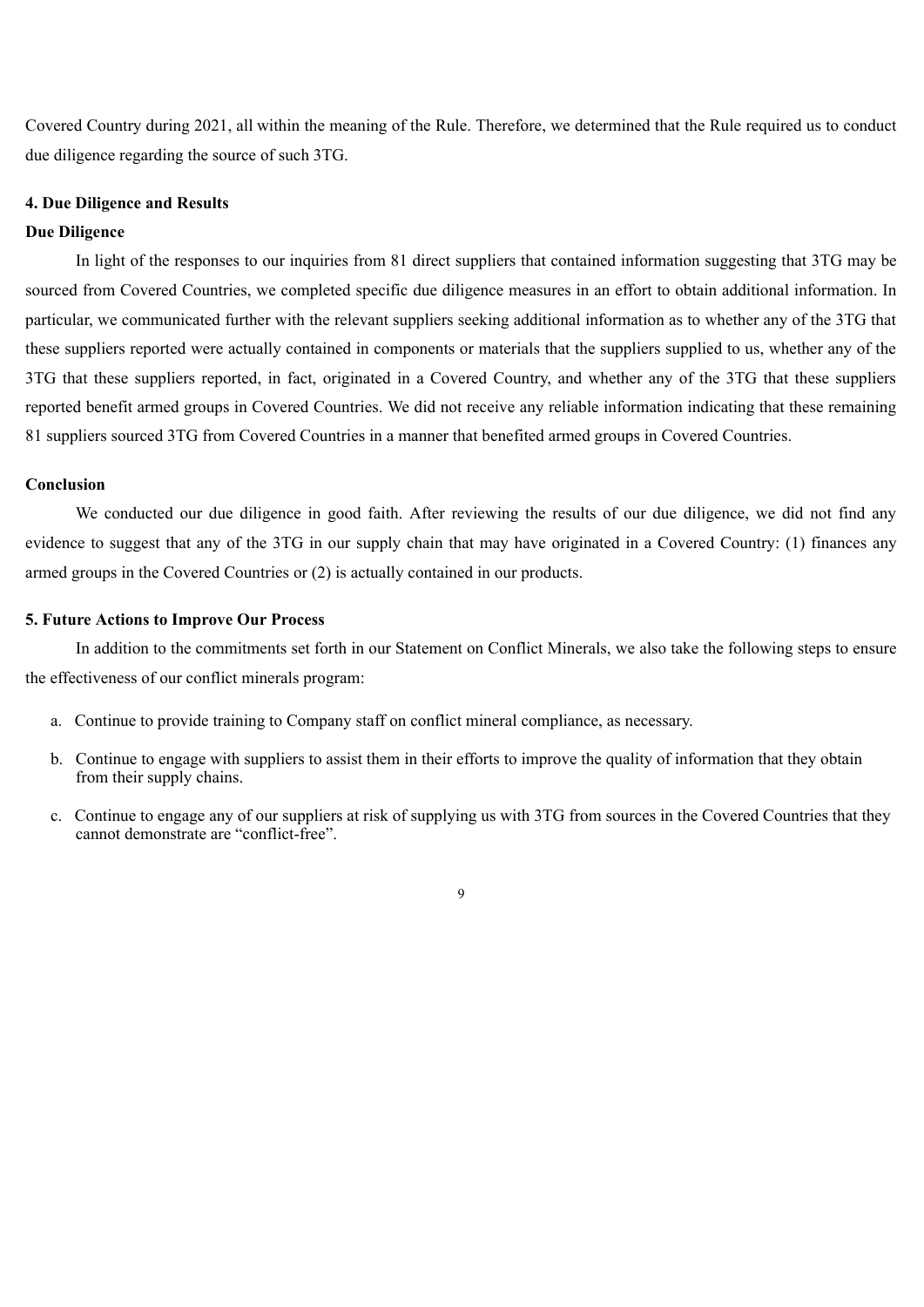Covered Country during 2021, all within the meaning of the Rule. Therefore, we determined that the Rule required us to conduct due diligence regarding the source of such 3TG.

## 4. Due Diligence and Results

### Due Diligence

In light of the responses to our inquiries from 81 direct suppliers that contained information suggesting that 3TG may be sourced from Covered Countries, we completed specific due diligence measures in an effort to obtain additional information. In particular, we communicated further with the relevant suppliers seeking additional information as to whether any of the 3TG that these suppliers reported were actually contained in components or materials that the suppliers supplied to us, whether any of the 3TG that these suppliers reported, in fact, originated in a Covered Country, and whether any of the 3TG that these suppliers reported benefit armed groups in Covered Countries. We did not receive any reliable information indicating that these remaining 81 suppliers sourced 3TG from Covered Countries in a manner that benefited armed groups in Covered Countries.

### Conclusion

We conducted our due diligence in good faith. After reviewing the results of our due diligence, we did not find any evidence to suggest that any of the 3TG in our supply chain that may have originated in a Covered Country: (1) finances any armed groups in the Covered Countries or (2) is actually contained in our products.

## 5. Future Actions to Improve Our Process

In addition to the commitments set forth in our Statement on Conflict Minerals, we also take the following steps to ensure the effectiveness of our conflict minerals program:

a. Continue to provide training to Company staff on conflict mineral compliance, as necessary.

b. Continue to engage with suppliers to assist them in their efforts to improve the quality of information that they obtain from their supply chains.

c. Continue to engage any of our suppliers at risk of supplying us with 3TG from sources in the Covered Countries that they cannot demonstrate are "conflict-free".